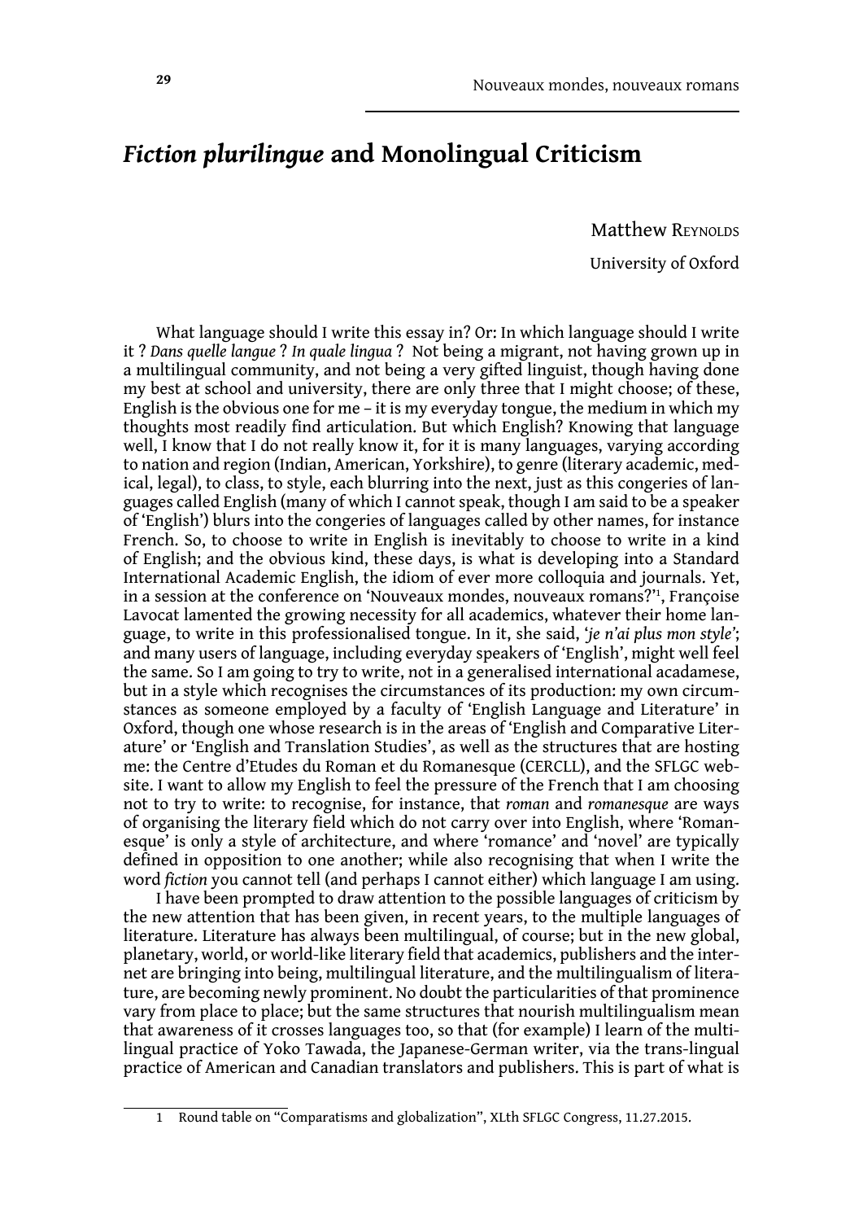# *Fiction plurilingue* and Monolingual Criticism

Matthew Reynolds

University of Oxford

What language should I write this essay in? Or: In which language should I write it ? *Dans quelle langue* ? *In quale lingua* ? Not being a migrant, not having grown up in a multilingual community, and not being a very gifted linguist, though having done my best at school and university, there are only three that I might choose; of these, English is the obvious one for me – it is my everyday tongue, the medium in which my thoughts most readily find articulation. But which English? Knowing that language well, I know that I do not really know it, for it is many languages, varying according to nation and region (Indian, American, Yorkshire), to genre (literary academic, medical, legal), to class, to style, each blurring into the next, just as this congeries of languages called English (many of which I cannot speak, though I am said to be a speaker of 'English') blurs into the congeries of languages called by other names, for instance French. So, to choose to write in English is inevitably to choose to write in a kind of English; and the obvious kind, these days, is what is developing into a Standard International Academic English, the idiom of ever more colloquia and journals. Yet, in a session at the conference on 'Nouveaux mondes, nouveaux romans?'[1], Françoise Lavocat lamented the growing necessity for all academics, whatever their home language, to write in this professionalised tongue. In it, she said, '*je n'ai plus mon style*'; and many users of language, including everyday speakers of 'English', might well feel the same. So I am going to try to write, not in a generalised international acadamese, but in a style which recognises the circumstances of its production: my own circumstances as someone employed by a faculty of 'English Language and Literature' in Oxford, though one whose research is in the areas of 'English and Comparative Literature' or 'English and Translation Studies', as well as the structures that are hosting me: the Centre d'Etudes du Roman et du Romanesque (CERCLL), and the SFLGC website. I want to allow my English to feel the pressure of the French that I am choosing not to try to write: to recognise, for instance, that *roman* and *romanesque* are ways of organising the literary field which do not carry over into English, where 'Romanesque' is only a style of architecture, and where 'romance' and 'novel' are typically defined in opposition to one another; while also recognising that when I write the word *fiction* you cannot tell (and perhaps I cannot either) which language I am using.

I have been prompted to draw attention to the possible languages of criticism by the new attention that has been given, in recent years, to the multiple languages of literature. Literature has always been multilingual, of course; but in the new global, planetary, world, or world-like literary field that academics, publishers and the internet are bringing into being, multilingual literature, and the multilingualism of literature, are becoming newly prominent. No doubt the particularities of that prominence vary from place to place; but the same structures that nourish multilingualism mean that awareness of it crosses languages too, so that (for example) I learn of the multilingual practice of Yoko Tawada, the Japanese-German writer, via the trans-lingual practice of American and Canadian translators and publishers. This is part of what is

---

[1] Round table on "Comparatisms and globalization", XLth SFLGC Congress, 11.27.2015.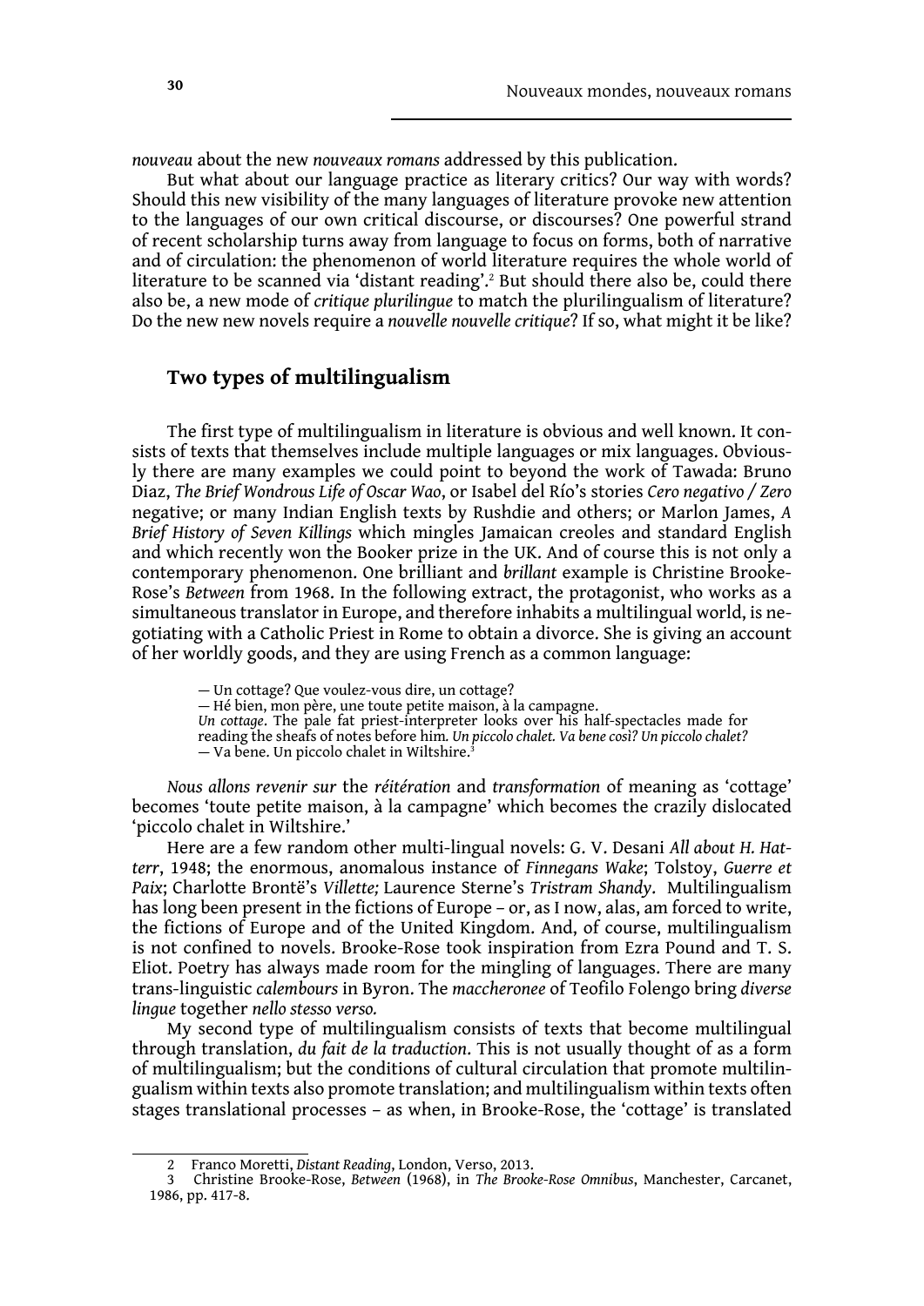*nouveau* about the new *nouveaux romans* addressed by this publication.

But what about our language practice as literary critics? Our way with words? Should this new visibility of the many languages of literature provoke new attention to the languages of our own critical discourse, or discourses? One powerful strand of recent scholarship turns away from language to focus on forms, both of narrative and of circulation: the phenomenon of world literature requires the whole world of literature to be scanned via 'distant reading'.[2] But should there also be, could there also be, a new mode of *critique plurilingue* to match the plurilingualism of literature? Do the new new novels require a *nouvelle nouvelle critique*? If so, what might it be like?

## Two types of multilingualism

The first type of multilingualism in literature is obvious and well known. It consists of texts that themselves include multiple languages or mix languages. Obviously there are many examples we could point to beyond the work of Tawada: Bruno Diaz, *The Brief Wondrous Life of Oscar Wao*, or Isabel del Río's stories *Cero negativo / Zero* negative; or many Indian English texts by Rushdie and others; or Marlon James, *A Brief History of Seven Killings* which mingles Jamaican creoles and standard English and which recently won the Booker prize in the UK. And of course this is not only a contemporary phenomenon. One brilliant and *brillant* example is Christine Brooke-Rose's *Between* from 1968. In the following extract, the protagonist, who works as a simultaneous translator in Europe, and therefore inhabits a multilingual world, is negotiating with a Catholic Priest in Rome to obtain a divorce. She is giving an account of her worldly goods, and they are using French as a common language:

> — Un cottage? Que voulez-vous dire, un cottage?
> — Hé bien, mon père, une toute petite maison, à la campagne.
> *Un cottage*. The pale fat priest-interpreter looks over his half-spectacles made for reading the sheafs of notes before him. *Un piccolo chalet. Va bene così? Un piccolo chalet?*
> — Va bene. Un piccolo chalet in Wiltshire.[3]

*Nous allons revenir sur* the *réitération* and *transformation* of meaning as 'cottage' becomes 'toute petite maison, à la campagne' which becomes the crazily dislocated 'piccolo chalet in Wiltshire.'

Here are a few random other multi-lingual novels: G. V. Desani *All about H. Hatterr*, 1948; the enormous, anomalous instance of *Finnegans Wake*; Tolstoy, *Guerre et Paix*; Charlotte Brontë's *Villette;* Laurence Sterne's *Tristram Shandy*. Multilingualism has long been present in the fictions of Europe – or, as I now, alas, am forced to write, the fictions of Europe and of the United Kingdom. And, of course, multilingualism is not confined to novels. Brooke-Rose took inspiration from Ezra Pound and T. S. Eliot. Poetry has always made room for the mingling of languages. There are many trans-linguistic *calembours* in Byron. The *maccheronee* of Teofilo Folengo bring *diverse lingue* together *nello stesso verso.*

My second type of multilingualism consists of texts that become multilingual through translation, *du fait de la traduction*. This is not usually thought of as a form of multilingualism; but the conditions of cultural circulation that promote multilingualism within texts also promote translation; and multilingualism within texts often stages translational processes – as when, in Brooke-Rose, the 'cottage' is translated

---

2 Franco Moretti, *Distant Reading*, London, Verso, 2013.

3 Christine Brooke-Rose, *Between* (1968), in *The Brooke-Rose Omnibus*, Manchester, Carcanet, 1986, pp. 417-8.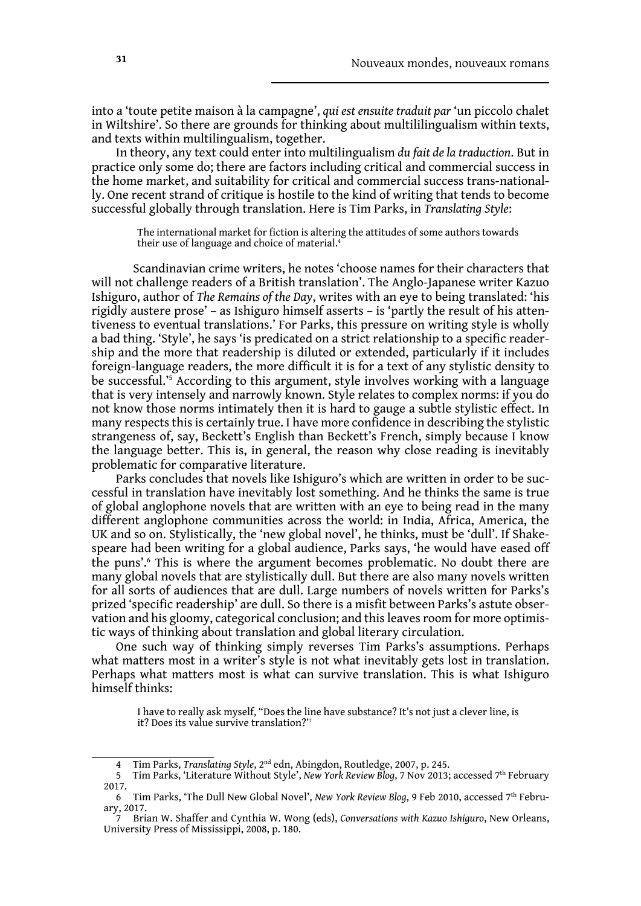into a 'toute petite maison à la campagne', *qui est ensuite traduit par* 'un piccolo chalet in Wiltshire'. So there are grounds for thinking about multililingualism within texts, and texts within multilingualism, together.

In theory, any text could enter into multilingualism *du fait de la traduction*. But in practice only some do; there are factors including critical and commercial success in the home market, and suitability for critical and commercial success trans-nationally. One recent strand of critique is hostile to the kind of writing that tends to become successful globally through translation. Here is Tim Parks, in *Translating Style*:

> The international market for fiction is altering the attitudes of some authors towards their use of language and choice of material.[4]

Scandinavian crime writers, he notes 'choose names for their characters that will not challenge readers of a British translation'. The Anglo-Japanese writer Kazuo Ishiguro, author of *The Remains of the Day*, writes with an eye to being translated: 'his rigidly austere prose' – as Ishiguro himself asserts – is 'partly the result of his attentiveness to eventual translations.' For Parks, this pressure on writing style is wholly a bad thing. 'Style', he says 'is predicated on a strict relationship to a specific readership and the more that readership is diluted or extended, particularly if it includes foreign-language readers, the more difficult it is for a text of any stylistic density to be successful.'[5] According to this argument, style involves working with a language that is very intensely and narrowly known. Style relates to complex norms: if you do not know those norms intimately then it is hard to gauge a subtle stylistic effect. In many respects this is certainly true. I have more confidence in describing the stylistic strangeness of, say, Beckett's English than Beckett's French, simply because I know the language better. This is, in general, the reason why close reading is inevitably problematic for comparative literature.

Parks concludes that novels like Ishiguro's which are written in order to be successful in translation have inevitably lost something. And he thinks the same is true of global anglophone novels that are written with an eye to being read in the many different anglophone communities across the world: in India, Africa, America, the UK and so on. Stylistically, the 'new global novel', he thinks, must be 'dull'. If Shakespeare had been writing for a global audience, Parks says, 'he would have eased off the puns'.[6] This is where the argument becomes problematic. No doubt there are many global novels that are stylistically dull. But there are also many novels written for all sorts of audiences that are dull. Large numbers of novels written for Parks's prized 'specific readership' are dull. So there is a misfit between Parks's astute observation and his gloomy, categorical conclusion; and this leaves room for more optimistic ways of thinking about translation and global literary circulation.

One such way of thinking simply reverses Tim Parks's assumptions. Perhaps what matters most in a writer's style is not what inevitably gets lost in translation. Perhaps what matters most is what can survive translation. This is what Ishiguro himself thinks:

> I have to really ask myself, "Does the line have substance? It's not just a clever line, is it? Does its value survive translation?'[7]

---

4 Tim Parks, *Translating Style*, 2nd edn, Abingdon, Routledge, 2007, p. 245.

5 Tim Parks, 'Literature Without Style', *New York Review Blog*, 7 Nov 2013; accessed 7th February 2017.

6 Tim Parks, 'The Dull New Global Novel', *New York Review Blog*, 9 Feb 2010, accessed 7th February, 2017.

7 Brian W. Shaffer and Cynthia W. Wong (eds), *Conversations with Kazuo Ishiguro*, New Orleans, University Press of Mississippi, 2008, p. 180.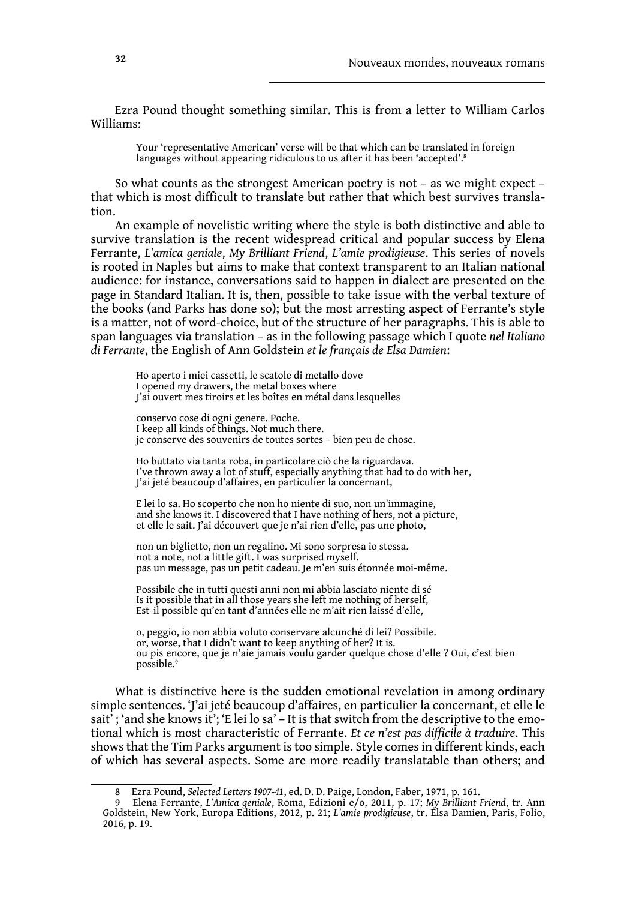Ezra Pound thought something similar. This is from a letter to William Carlos Williams:

> Your 'representative American' verse will be that which can be translated in foreign languages without appearing ridiculous to us after it has been 'accepted'.[8]

So what counts as the strongest American poetry is not – as we might expect – that which is most difficult to translate but rather that which best survives translation.

An example of novelistic writing where the style is both distinctive and able to survive translation is the recent widespread critical and popular success by Elena Ferrante, *L'amica geniale*, *My Brilliant Friend*, *L'amie prodigieuse*. This series of novels is rooted in Naples but aims to make that context transparent to an Italian national audience: for instance, conversations said to happen in dialect are presented on the page in Standard Italian. It is, then, possible to take issue with the verbal texture of the books (and Parks has done so); but the most arresting aspect of Ferrante's style is a matter, not of word-choice, but of the structure of her paragraphs. This is able to span languages via translation – as in the following passage which I quote *nel Italiano di Ferrante*, the English of Ann Goldstein *et le français de Elsa Damien*:

> Ho aperto i miei cassetti, le scatole di metallo dove
> I opened my drawers, the metal boxes where
> J'ai ouvert mes tiroirs et les boîtes en métal dans lesquelles
>
> conservo cose di ogni genere. Poche.
> I keep all kinds of things. Not much there.
> je conserve des souvenirs de toutes sortes – bien peu de chose.
>
> Ho buttato via tanta roba, in particolare ciò che la riguardava.
> I've thrown away a lot of stuff, especially anything that had to do with her,
> J'ai jeté beaucoup d'affaires, en particulier la concernant,
>
> E lei lo sa. Ho scoperto che non ho niente di suo, non un'immagine,
> and she knows it. I discovered that I have nothing of hers, not a picture,
> et elle le sait. J'ai découvert que je n'ai rien d'elle, pas une photo,
>
> non un biglietto, non un regalino. Mi sono sorpresa io stessa.
> not a note, not a little gift. I was surprised myself.
> pas un message, pas un petit cadeau. Je m'en suis étonnée moi-même.
>
> Possibile che in tutti questi anni non mi abbia lasciato niente di sé
> Is it possible that in all those years she left me nothing of herself,
> Est-il possible qu'en tant d'années elle ne m'ait rien laissé d'elle,
>
> o, peggio, io non abbia voluto conservare alcunché di lei? Possibile.
> or, worse, that I didn't want to keep anything of her? It is.
> ou pis encore, que je n'aie jamais voulu garder quelque chose d'elle ? Oui, c'est bien possible.[9]

What is distinctive here is the sudden emotional revelation in among ordinary simple sentences. 'J'ai jeté beaucoup d'affaires, en particulier la concernant, et elle le sait' ; 'and she knows it'; 'E lei lo sa' – It is that switch from the descriptive to the emotional which is most characteristic of Ferrante. *Et ce n'est pas difficile à traduire*. This shows that the Tim Parks argument is too simple. Style comes in different kinds, each of which has several aspects. Some are more readily translatable than others; and

---

8 Ezra Pound, *Selected Letters 1907-41*, ed. D. D. Paige, London, Faber, 1971, p. 161.

9 Elena Ferrante, *L'Amica geniale*, Roma, Edizioni e/o, 2011, p. 17; *My Brilliant Friend*, tr. Ann Goldstein, New York, Europa Editions, 2012, p. 21; *L'amie prodigieuse*, tr. Elsa Damien, Paris, Folio, 2016, p. 19.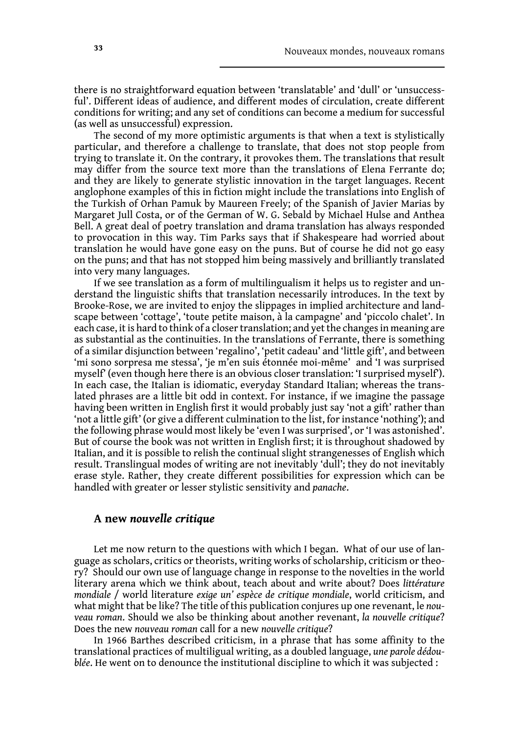there is no straightforward equation between 'translatable' and 'dull' or 'unsuccessful'. Different ideas of audience, and different modes of circulation, create different conditions for writing; and any set of conditions can become a medium for successful (as well as unsuccessful) expression.

The second of my more optimistic arguments is that when a text is stylistically particular, and therefore a challenge to translate, that does not stop people from trying to translate it. On the contrary, it provokes them. The translations that result may differ from the source text more than the translations of Elena Ferrante do; and they are likely to generate stylistic innovation in the target languages. Recent anglophone examples of this in fiction might include the translations into English of the Turkish of Orhan Pamuk by Maureen Freely; of the Spanish of Javier Marias by Margaret Jull Costa, or of the German of W. G. Sebald by Michael Hulse and Anthea Bell. A great deal of poetry translation and drama translation has always responded to provocation in this way. Tim Parks says that if Shakespeare had worried about translation he would have gone easy on the puns. But of course he did not go easy on the puns; and that has not stopped him being massively and brilliantly translated into very many languages.

If we see translation as a form of multilingualism it helps us to register and understand the linguistic shifts that translation necessarily introduces. In the text by Brooke-Rose, we are invited to enjoy the slippages in implied architecture and landscape between 'cottage', 'toute petite maison, à la campagne' and 'piccolo chalet'. In each case, it is hard to think of a closer translation; and yet the changes in meaning are as substantial as the continuities. In the translations of Ferrante, there is something of a similar disjunction between 'regalino', 'petit cadeau' and 'little gift', and between 'mi sono sorpresa me stessa', 'je m'en suis étonnée moi-même' and 'I was surprised myself' (even though here there is an obvious closer translation: 'I surprised myself'). In each case, the Italian is idiomatic, everyday Standard Italian; whereas the translated phrases are a little bit odd in context. For instance, if we imagine the passage having been written in English first it would probably just say 'not a gift' rather than 'not a little gift' (or give a different culmination to the list, for instance 'nothing'); and the following phrase would most likely be 'even I was surprised', or 'I was astonished'. But of course the book was not written in English first; it is throughout shadowed by Italian, and it is possible to relish the continual slight strangenesses of English which result. Translingual modes of writing are not inevitably 'dull'; they do not inevitably erase style. Rather, they create different possibilities for expression which can be handled with greater or lesser stylistic sensitivity and *panache*.

## A new *nouvelle critique*

Let me now return to the questions with which I began. What of our use of language as scholars, critics or theorists, writing works of scholarship, criticism or theory? Should our own use of language change in response to the novelties in the world literary arena which we think about, teach about and write about? Does *littérature mondiale* / world literature *exige un' espèce de critique mondiale*, world criticism, and what might that be like? The title of this publication conjures up one revenant, le *nouveau roman*. Should we also be thinking about another revenant, *la nouvelle critique*? Does the new *nouveau roman* call for a new *nouvelle critique*?

In 1966 Barthes described criticism, in a phrase that has some affinity to the translational practices of multiligual writing, as a doubled language, *une parole dédoublée*. He went on to denounce the institutional discipline to which it was subjected :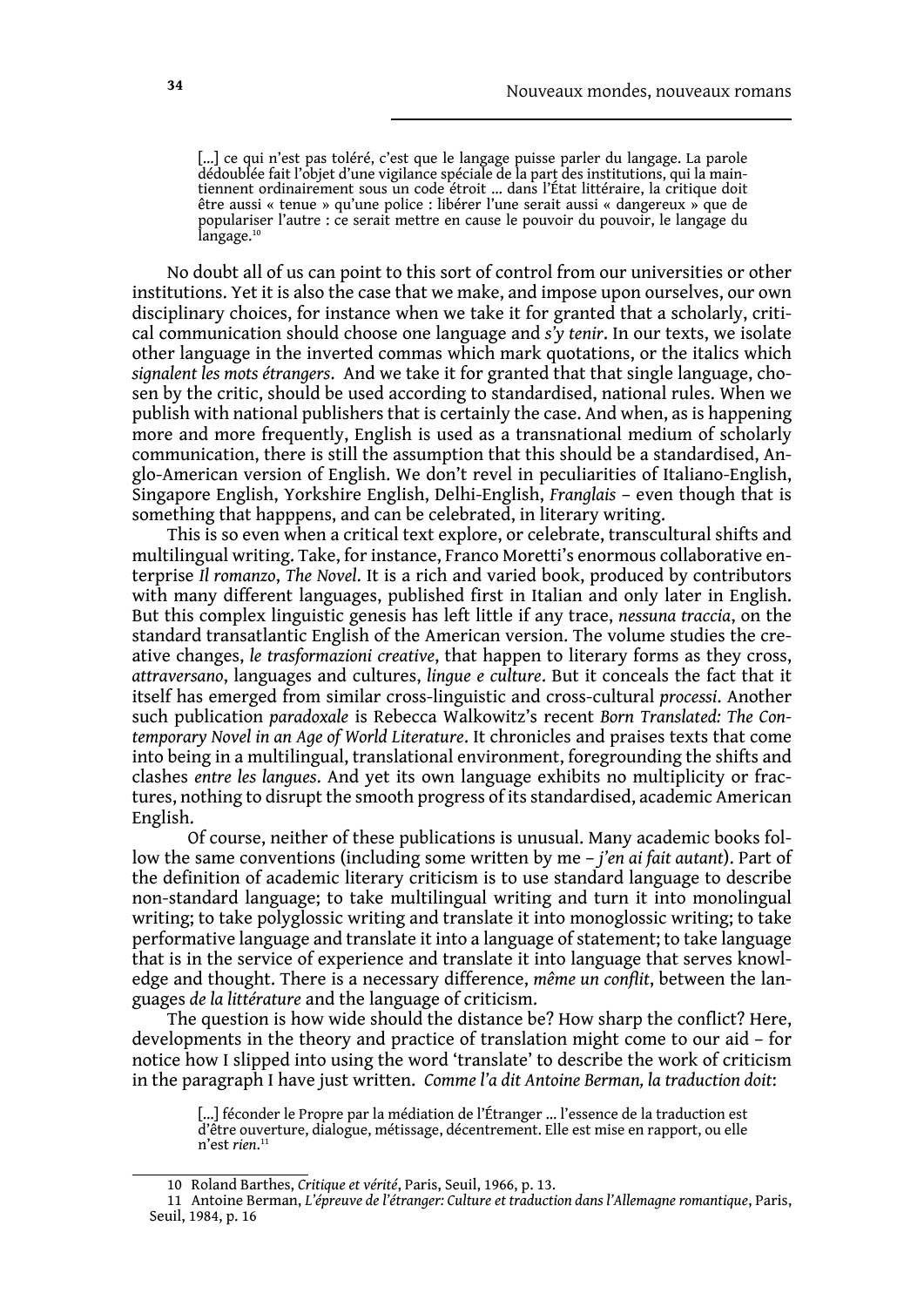> [...] ce qui n'est pas toléré, c'est que le langage puisse parler du langage. La parole dédoublée fait l'objet d'une vigilance spéciale de la part des institutions, qui la maintiennent ordinairement sous un code étroit ... dans l'État littéraire, la critique doit être aussi « tenue » qu'une police : libérer l'une serait aussi « dangereux » que de populariser l'autre : ce serait mettre en cause le pouvoir du pouvoir, le langage du langage.[10]

No doubt all of us can point to this sort of control from our universities or other institutions. Yet it is also the case that we make, and impose upon ourselves, our own disciplinary choices, for instance when we take it for granted that a scholarly, critical communication should choose one language and *s'y tenir*. In our texts, we isolate other language in the inverted commas which mark quotations, or the italics which *signalent les mots étrangers*. And we take it for granted that that single language, chosen by the critic, should be used according to standardised, national rules. When we publish with national publishers that is certainly the case. And when, as is happening more and more frequently, English is used as a transnational medium of scholarly communication, there is still the assumption that this should be a standardised, Anglo-American version of English. We don't revel in peculiarities of Italiano-English, Singapore English, Yorkshire English, Delhi-English, *Franglais* – even though that is something that happpens, and can be celebrated, in literary writing.

This is so even when a critical text explore, or celebrate, transcultural shifts and multilingual writing. Take, for instance, Franco Moretti's enormous collaborative enterprise *Il romanzo*, *The Novel*. It is a rich and varied book, produced by contributors with many different languages, published first in Italian and only later in English. But this complex linguistic genesis has left little if any trace, *nessuna traccia*, on the standard transatlantic English of the American version. The volume studies the creative changes, *le trasformazioni creative*, that happen to literary forms as they cross, *attraversano*, languages and cultures, *lingue e culture*. But it conceals the fact that it itself has emerged from similar cross-linguistic and cross-cultural *processi*. Another such publication *paradoxale* is Rebecca Walkowitz's recent *Born Translated: The Contemporary Novel in an Age of World Literature*. It chronicles and praises texts that come into being in a multilingual, translational environment, foregrounding the shifts and clashes *entre les langues*. And yet its own language exhibits no multiplicity or fractures, nothing to disrupt the smooth progress of its standardised, academic American English.

Of course, neither of these publications is unusual. Many academic books follow the same conventions (including some written by me – *j'en ai fait autant*). Part of the definition of academic literary criticism is to use standard language to describe non-standard language; to take multilingual writing and turn it into monolingual writing; to take polyglossic writing and translate it into monoglossic writing; to take performative language and translate it into a language of statement; to take language that is in the service of experience and translate it into language that serves knowledge and thought. There is a necessary difference, *même un conflit*, between the languages *de la littérature* and the language of criticism.

The question is how wide should the distance be? How sharp the conflict? Here, developments in the theory and practice of translation might come to our aid – for notice how I slipped into using the word 'translate' to describe the work of criticism in the paragraph I have just written. *Comme l'a dit Antoine Berman, la traduction doit*:

> [...] féconder le Propre par la médiation de l'Étranger ... l'essence de la traduction est d'être ouverture, dialogue, métissage, décentrement. Elle est mise en rapport, ou elle n'est *rien*.[11]

---

10 Roland Barthes, *Critique et vérité*, Paris, Seuil, 1966, p. 13.

11 Antoine Berman, *L'épreuve de l'étranger: Culture et traduction dans l'Allemagne romantique*, Paris, Seuil, 1984, p. 16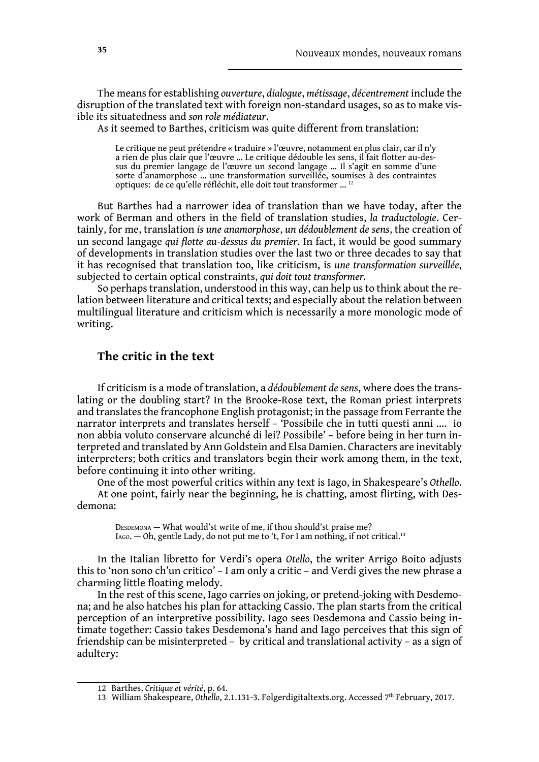The means for establishing *ouverture*, *dialogue*, *métissage*, *décentrement* include the disruption of the translated text with foreign non-standard usages, so as to make visible its situatedness and *son role médiateur*.

As it seemed to Barthes, criticism was quite different from translation:

> Le critique ne peut prétendre « traduire » l'œuvre, notamment en plus clair, car il n'y a rien de plus clair que l'œuvre ... Le critique dédouble les sens, il fait flotter au-dessus du premier langage de l'œuvre un second langage ... Il s'agit en somme d'une sorte d'anamorphose ... une transformation surveillée, soumises à des contraintes optiques: de ce qu'elle réfléchit, elle doit tout transformer ... [12]

But Barthes had a narrower idea of translation than we have today, after the work of Berman and others in the field of translation studies, *la traductologie*. Certainly, for me, translation *is une anamorphose*, *un dédoublement de sens*, the creation of un second langage *qui flotte au-dessus du premier*. In fact, it would be good summary of developments in translation studies over the last two or three decades to say that it has recognised that translation too, like criticism, is *une transformation surveillée*, subjected to certain optical constraints, *qui doit tout transformer.*

So perhaps translation, understood in this way, can help us to think about the relation between literature and critical texts; and especially about the relation between multilingual literature and criticism which is necessarily a more monologic mode of writing.

## The critic in the text

If criticism is a mode of translation, a *dédoublement de sens*, where does the translating or the doubling start? In the Brooke-Rose text, the Roman priest interprets and translates the francophone English protagonist; in the passage from Ferrante the narrator interprets and translates herself – 'Possibile che in tutti questi anni .... io non abbia voluto conservare alcunché di lei? Possibile' – before being in her turn interpreted and translated by Ann Goldstein and Elsa Damien. Characters are inevitably interpreters; both critics and translators begin their work among them, in the text, before continuing it into other writing.

One of the most powerful critics within any text is Iago, in Shakespeare's *Othello*.

At one point, fairly near the beginning, he is chatting, amost flirting, with Desdemona:

> Desdemona — What would'st write of me, if thou should'st praise me?
> Iago. — Oh, gentle Lady, do not put me to 't, For I am nothing, if not critical.[13]

In the Italian libretto for Verdi's opera *Otello*, the writer Arrigo Boito adjusts this to 'non sono ch'un critico' – I am only a critic – and Verdi gives the new phrase a charming little floating melody.

In the rest of this scene, Iago carries on joking, or pretend-joking with Desdemona; and he also hatches his plan for attacking Cassio. The plan starts from the critical perception of an interpretive possibility. Iago sees Desdemona and Cassio being intimate together: Cassio takes Desdemona's hand and Iago perceives that this sign of friendship can be misinterpreted – by critical and translational activity – as a sign of adultery:

12 Barthes, *Critique et vérité*, p. 64.

13 William Shakespeare, *Othello*, 2.1.131-3. Folgerdigitaltexts.org. Accessed 7th February, 2017.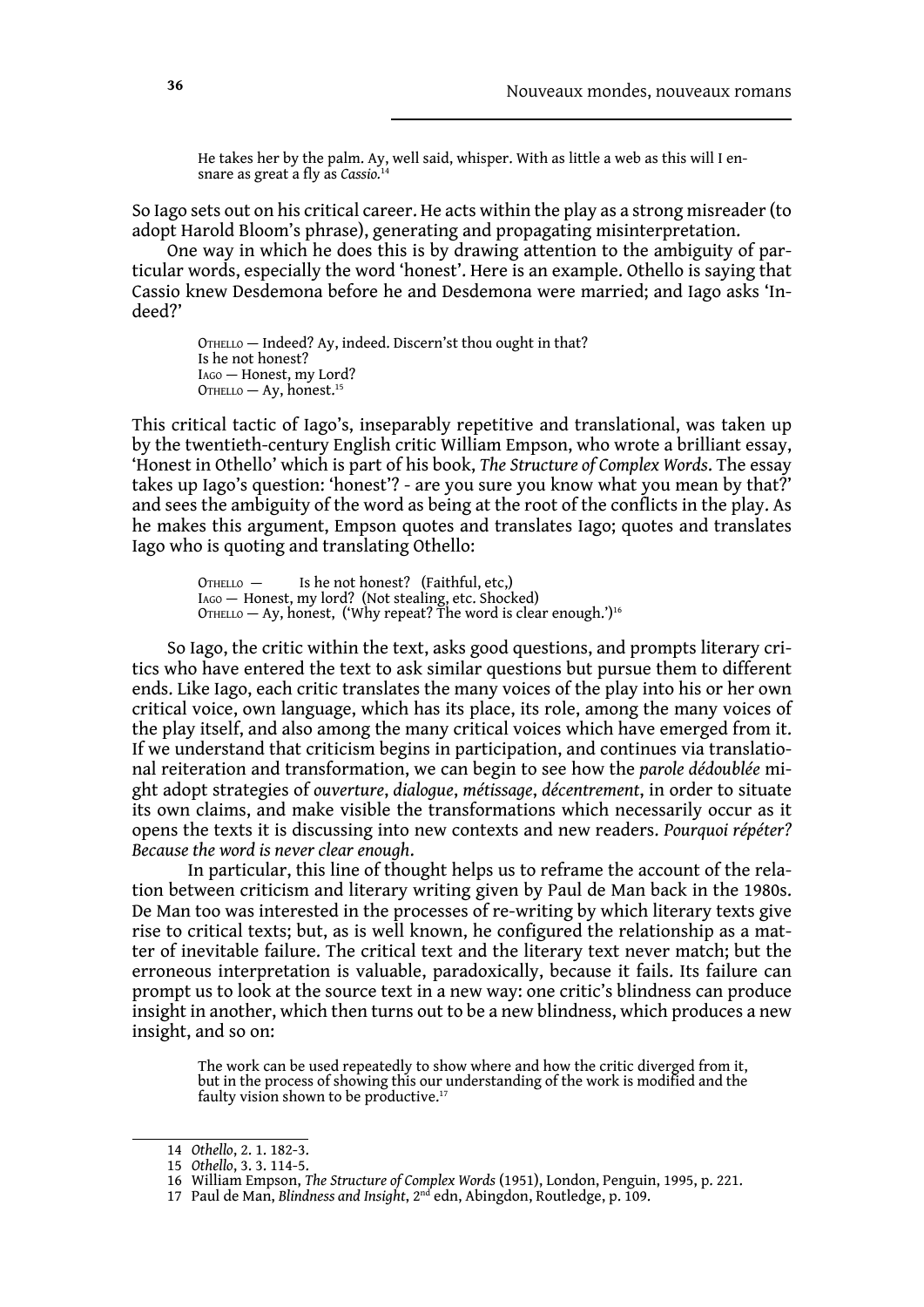> He takes her by the palm. Ay, well said, whisper. With as little a web as this will I ensnare as great a fly as *Cassio*.[14]

So Iago sets out on his critical career. He acts within the play as a strong misreader (to adopt Harold Bloom's phrase), generating and propagating misinterpretation.

One way in which he does this is by drawing attention to the ambiguity of particular words, especially the word 'honest'. Here is an example. Othello is saying that Cassio knew Desdemona before he and Desdemona were married; and Iago asks 'Indeed?'

> OTHELLO — Indeed? Ay, indeed. Discern'st thou ought in that?
> Is he not honest?
> IAGO — Honest, my Lord?
> OTHELLO — Ay, honest.[15]

This critical tactic of Iago's, inseparably repetitive and translational, was taken up by the twentieth-century English critic William Empson, who wrote a brilliant essay, 'Honest in Othello' which is part of his book, *The Structure of Complex Words*. The essay takes up Iago's question: 'honest'? - are you sure you know what you mean by that?' and sees the ambiguity of the word as being at the root of the conflicts in the play. As he makes this argument, Empson quotes and translates Iago; quotes and translates Iago who is quoting and translating Othello:

> OTHELLO — Is he not honest? (Faithful, etc,)
> IAGO — Honest, my lord? (Not stealing, etc. Shocked)
> OTHELLO — Ay, honest, ('Why repeat? The word is clear enough.')[16]

So Iago, the critic within the text, asks good questions, and prompts literary critics who have entered the text to ask similar questions but pursue them to different ends. Like Iago, each critic translates the many voices of the play into his or her own critical voice, own language, which has its place, its role, among the many voices of the play itself, and also among the many critical voices which have emerged from it. If we understand that criticism begins in participation, and continues via translational reiteration and transformation, we can begin to see how the *parole dédoublée* might adopt strategies of *ouverture*, *dialogue*, *métissage*, *décentrement*, in order to situate its own claims, and make visible the transformations which necessarily occur as it opens the texts it is discussing into new contexts and new readers. *Pourquoi répéter? Because the word is never clear enough*.

In particular, this line of thought helps us to reframe the account of the relation between criticism and literary writing given by Paul de Man back in the 1980s. De Man too was interested in the processes of re-writing by which literary texts give rise to critical texts; but, as is well known, he configured the relationship as a matter of inevitable failure. The critical text and the literary text never match; but the erroneous interpretation is valuable, paradoxically, because it fails. Its failure can prompt us to look at the source text in a new way: one critic's blindness can produce insight in another, which then turns out to be a new blindness, which produces a new insight, and so on:

> The work can be used repeatedly to show where and how the critic diverged from it, but in the process of showing this our understanding of the work is modified and the faulty vision shown to be productive.[17]

---

14 *Othello*, 2. 1. 182-3.

15 *Othello*, 3. 3. 114-5.

16 William Empson, *The Structure of Complex Words* (1951), London, Penguin, 1995, p. 221.

17 Paul de Man, *Blindness and Insight*, 2nd edn, Abingdon, Routledge, p. 109.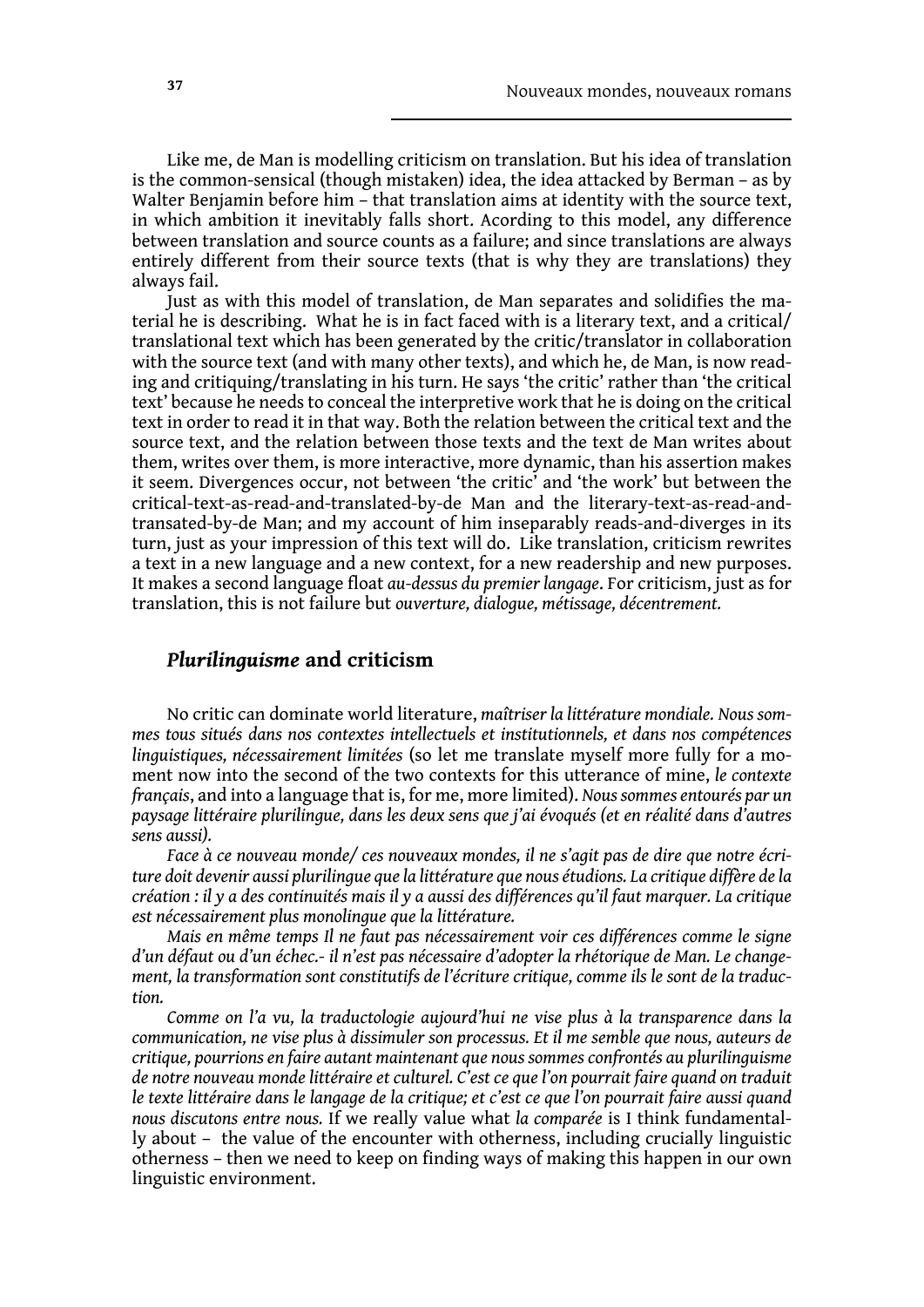Like me, de Man is modelling criticism on translation. But his idea of translation is the common-sensical (though mistaken) idea, the idea attacked by Berman – as by Walter Benjamin before him – that translation aims at identity with the source text, in which ambition it inevitably falls short. Acording to this model, any difference between translation and source counts as a failure; and since translations are always entirely different from their source texts (that is why they are translations) they always fail.

Just as with this model of translation, de Man separates and solidifies the material he is describing. What he is in fact faced with is a literary text, and a critical/ translational text which has been generated by the critic/translator in collaboration with the source text (and with many other texts), and which he, de Man, is now reading and critiquing/translating in his turn. He says 'the critic' rather than 'the critical text' because he needs to conceal the interpretive work that he is doing on the critical text in order to read it in that way. Both the relation between the critical text and the source text, and the relation between those texts and the text de Man writes about them, writes over them, is more interactive, more dynamic, than his assertion makes it seem. Divergences occur, not between 'the critic' and 'the work' but between the critical-text-as-read-and-translated-by-de Man and the literary-text-as-read-and-transated-by-de Man; and my account of him inseparably reads-and-diverges in its turn, just as your impression of this text will do. Like translation, criticism rewrites a text in a new language and a new context, for a new readership and new purposes. It makes a second language float *au-dessus du premier langage*. For criticism, just as for translation, this is not failure but *ouverture, dialogue, métissage, décentrement.*

## *Plurilinguisme* and criticism

No critic can dominate world literature, *maîtriser la littérature mondiale. Nous sommes tous situés dans nos contextes intellectuels et institutionnels, et dans nos compétences linguistiques, nécessairement limitées* (so let me translate myself more fully for a moment now into the second of the two contexts for this utterance of mine, *le contexte français*, and into a language that is, for me, more limited). *Nous sommes entourés par un paysage littéraire plurilingue, dans les deux sens que j'ai évoqués (et en réalité dans d'autres sens aussi).*

*Face à ce nouveau monde/ ces nouveaux mondes, il ne s'agit pas de dire que notre écriture doit devenir aussi plurilingue que la littérature que nous étudions. La critique diffère de la création : il y a des continuités mais il y a aussi des différences qu'il faut marquer. La critique est nécessairement plus monolingue que la littérature.*

*Mais en même temps Il ne faut pas nécessairement voir ces différences comme le signe d'un défaut ou d'un échec.- il n'est pas nécessaire d'adopter la rhétorique de Man. Le changement, la transformation sont constitutifs de l'écriture critique, comme ils le sont de la traduction.*

*Comme on l'a vu, la traductologie aujourd'hui ne vise plus à la transparence dans la communication, ne vise plus à dissimuler son processus. Et il me semble que nous, auteurs de critique, pourrions en faire autant maintenant que nous sommes confrontés au plurilinguisme de notre nouveau monde littéraire et culturel. C'est ce que l'on pourrait faire quand on traduit le texte littéraire dans le langage de la critique; et c'est ce que l'on pourrait faire aussi quand nous discutons entre nous.* If we really value what *la comparée* is I think fundamentally about – the value of the encounter with otherness, including crucially linguistic otherness – then we need to keep on finding ways of making this happen in our own linguistic environment.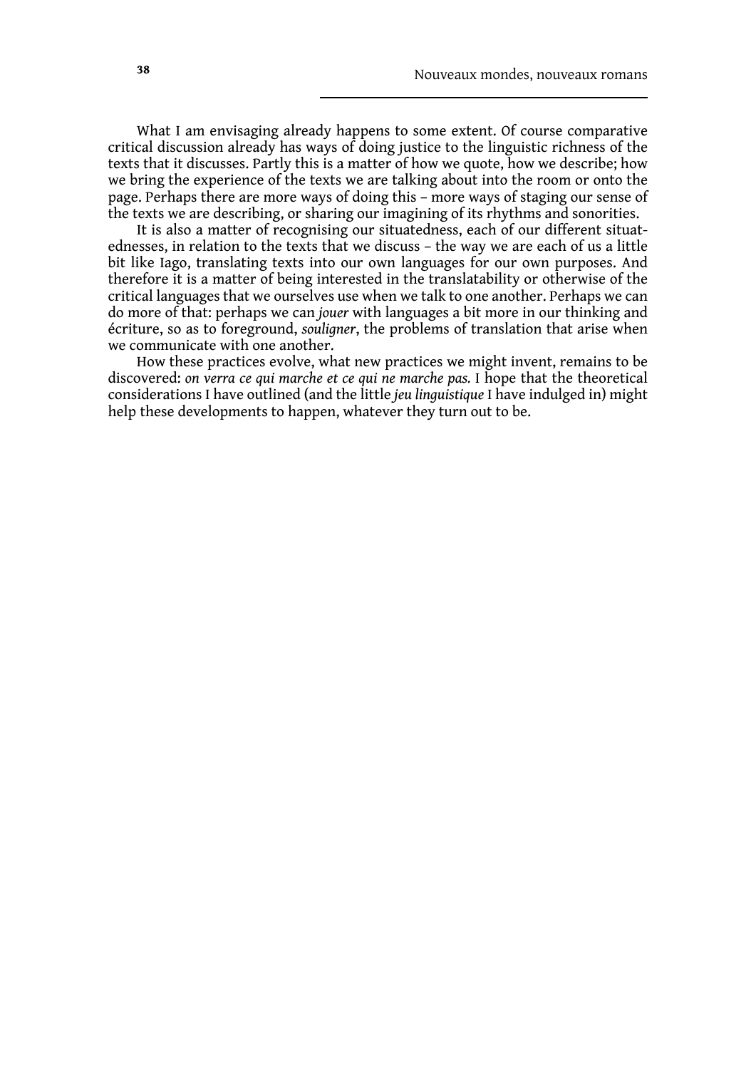What I am envisaging already happens to some extent. Of course comparative critical discussion already has ways of doing justice to the linguistic richness of the texts that it discusses. Partly this is a matter of how we quote, how we describe; how we bring the experience of the texts we are talking about into the room or onto the page. Perhaps there are more ways of doing this – more ways of staging our sense of the texts we are describing, or sharing our imagining of its rhythms and sonorities.

It is also a matter of recognising our situatedness, each of our different situatednesses, in relation to the texts that we discuss – the way we are each of us a little bit like Iago, translating texts into our own languages for our own purposes. And therefore it is a matter of being interested in the translatability or otherwise of the critical languages that we ourselves use when we talk to one another. Perhaps we can do more of that: perhaps we can *jouer* with languages a bit more in our thinking and écriture, so as to foreground, *souligner*, the problems of translation that arise when we communicate with one another.

How these practices evolve, what new practices we might invent, remains to be discovered: *on verra ce qui marche et ce qui ne marche pas.* I hope that the theoretical considerations I have outlined (and the little *jeu linguistique* I have indulged in) might help these developments to happen, whatever they turn out to be.